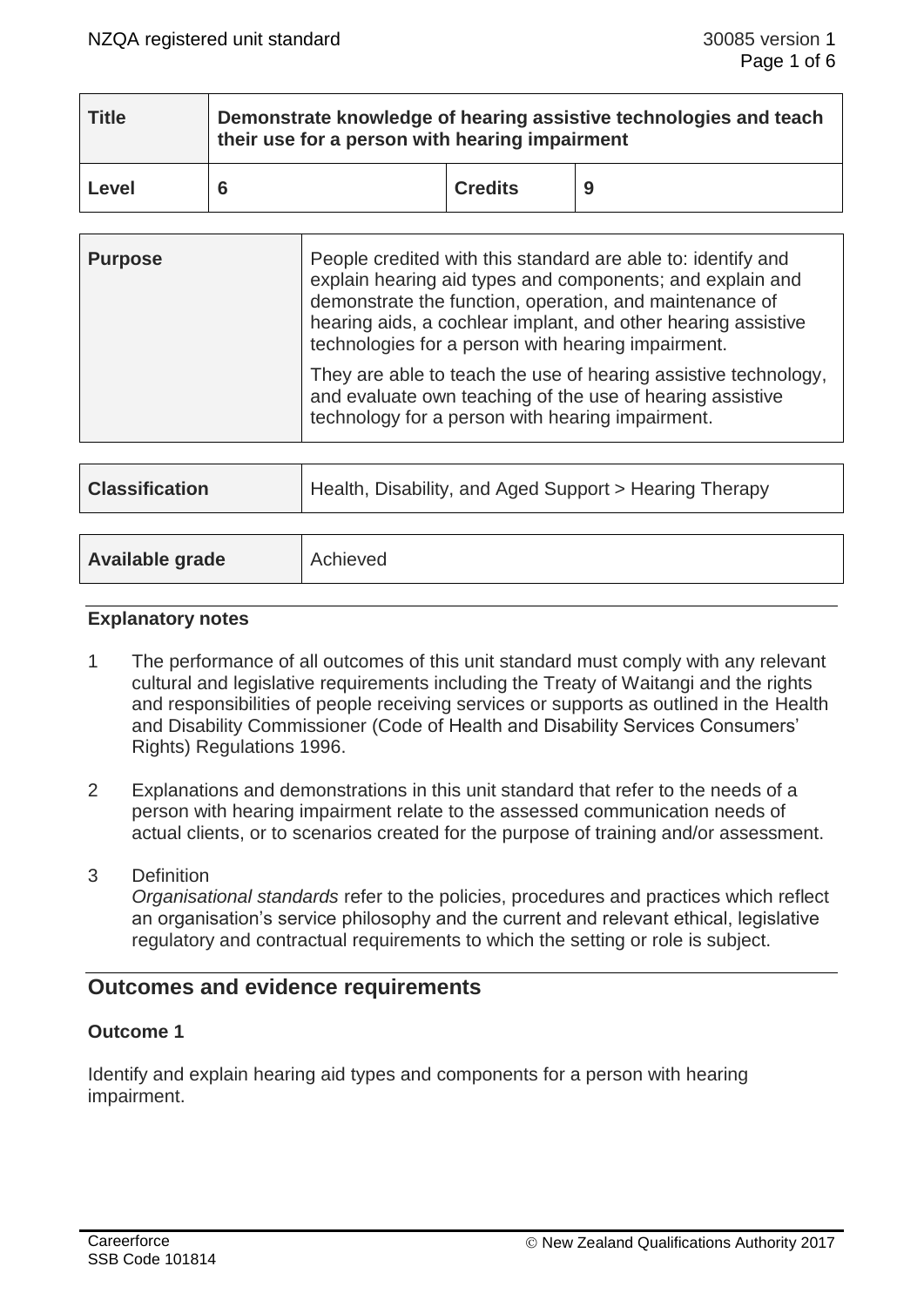| Title | Demonstrate knowledge of hearing assistive technologies and teach their use for a person with hearing impairment | | |
|---|---|---|---|
| **Level** | 6 | **Credits** | 9 |

| Purpose | People credited with this standard are able to: identify and explain hearing aid types and components; and explain and demonstrate the function, operation, and maintenance of hearing aids, a cochlear implant, and other hearing assistive technologies for a person with hearing impairment.<br><br>They are able to teach the use of hearing assistive technology, and evaluate own teaching of the use of hearing assistive technology for a person with hearing impairment. |
|---|---|

| Classification | Health, Disability, and Aged Support > Hearing Therapy |
|---|---|

| Available grade | Achieved |
|---|---|

### Explanatory notes

1. The performance of all outcomes of this unit standard must comply with any relevant cultural and legislative requirements including the Treaty of Waitangi and the rights and responsibilities of people receiving services or supports as outlined in the Health and Disability Commissioner (Code of Health and Disability Services Consumers' Rights) Regulations 1996.

2. Explanations and demonstrations in this unit standard that refer to the needs of a person with hearing impairment relate to the assessed communication needs of actual clients, or to scenarios created for the purpose of training and/or assessment.

3. Definition
   *Organisational standards* refer to the policies, procedures and practices which reflect an organisation's service philosophy and the current and relevant ethical, legislative regulatory and contractual requirements to which the setting or role is subject.

## Outcomes and evidence requirements

### Outcome 1

Identify and explain hearing aid types and components for a person with hearing impairment.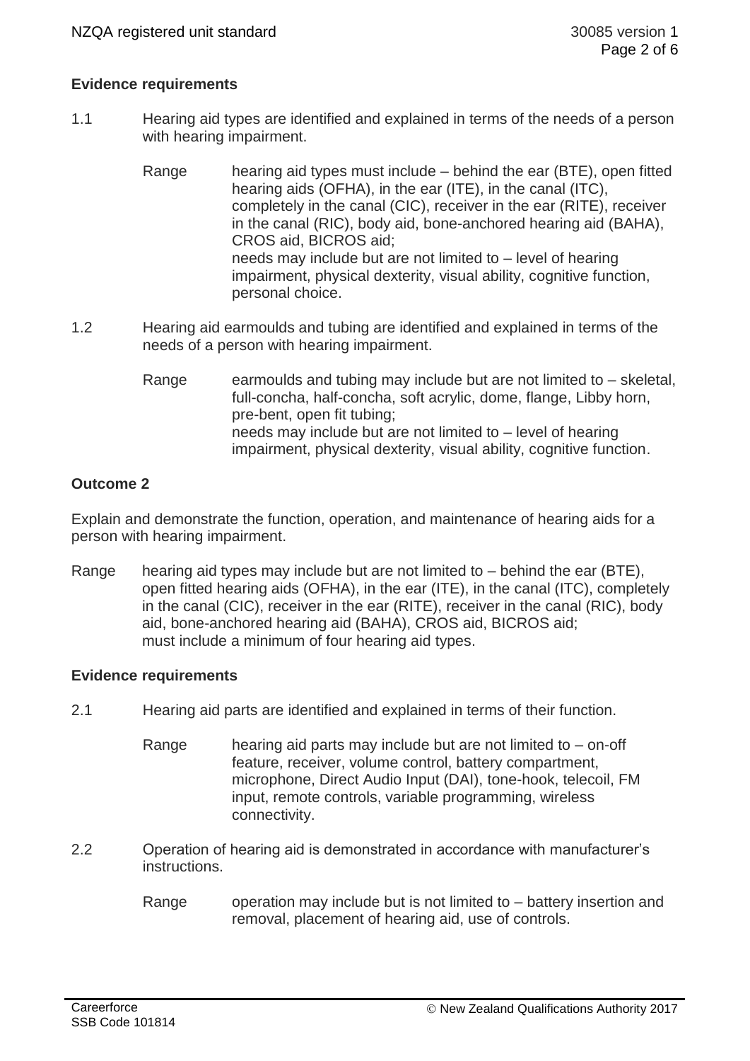**Evidence requirements**

1.1 Hearing aid types are identified and explained in terms of the needs of a person with hearing impairment.

Range hearing aid types must include – behind the ear (BTE), open fitted hearing aids (OFHA), in the ear (ITE), in the canal (ITC), completely in the canal (CIC), receiver in the ear (RITE), receiver in the canal (RIC), body aid, bone-anchored hearing aid (BAHA), CROS aid, BICROS aid;
needs may include but are not limited to – level of hearing impairment, physical dexterity, visual ability, cognitive function, personal choice.

1.2 Hearing aid earmoulds and tubing are identified and explained in terms of the needs of a person with hearing impairment.

Range earmoulds and tubing may include but are not limited to – skeletal, full-concha, half-concha, soft acrylic, dome, flange, Libby horn, pre-bent, open fit tubing;
needs may include but are not limited to – level of hearing impairment, physical dexterity, visual ability, cognitive function.

## Outcome 2

Explain and demonstrate the function, operation, and maintenance of hearing aids for a person with hearing impairment.

Range hearing aid types may include but are not limited to – behind the ear (BTE), open fitted hearing aids (OFHA), in the ear (ITE), in the canal (ITC), completely in the canal (CIC), receiver in the ear (RITE), receiver in the canal (RIC), body aid, bone-anchored hearing aid (BAHA), CROS aid, BICROS aid;
must include a minimum of four hearing aid types.

**Evidence requirements**

2.1 Hearing aid parts are identified and explained in terms of their function.

Range hearing aid parts may include but are not limited to – on-off feature, receiver, volume control, battery compartment, microphone, Direct Audio Input (DAI), tone-hook, telecoil, FM input, remote controls, variable programming, wireless connectivity.

2.2 Operation of hearing aid is demonstrated in accordance with manufacturer's instructions.

Range operation may include but is not limited to – battery insertion and removal, placement of hearing aid, use of controls.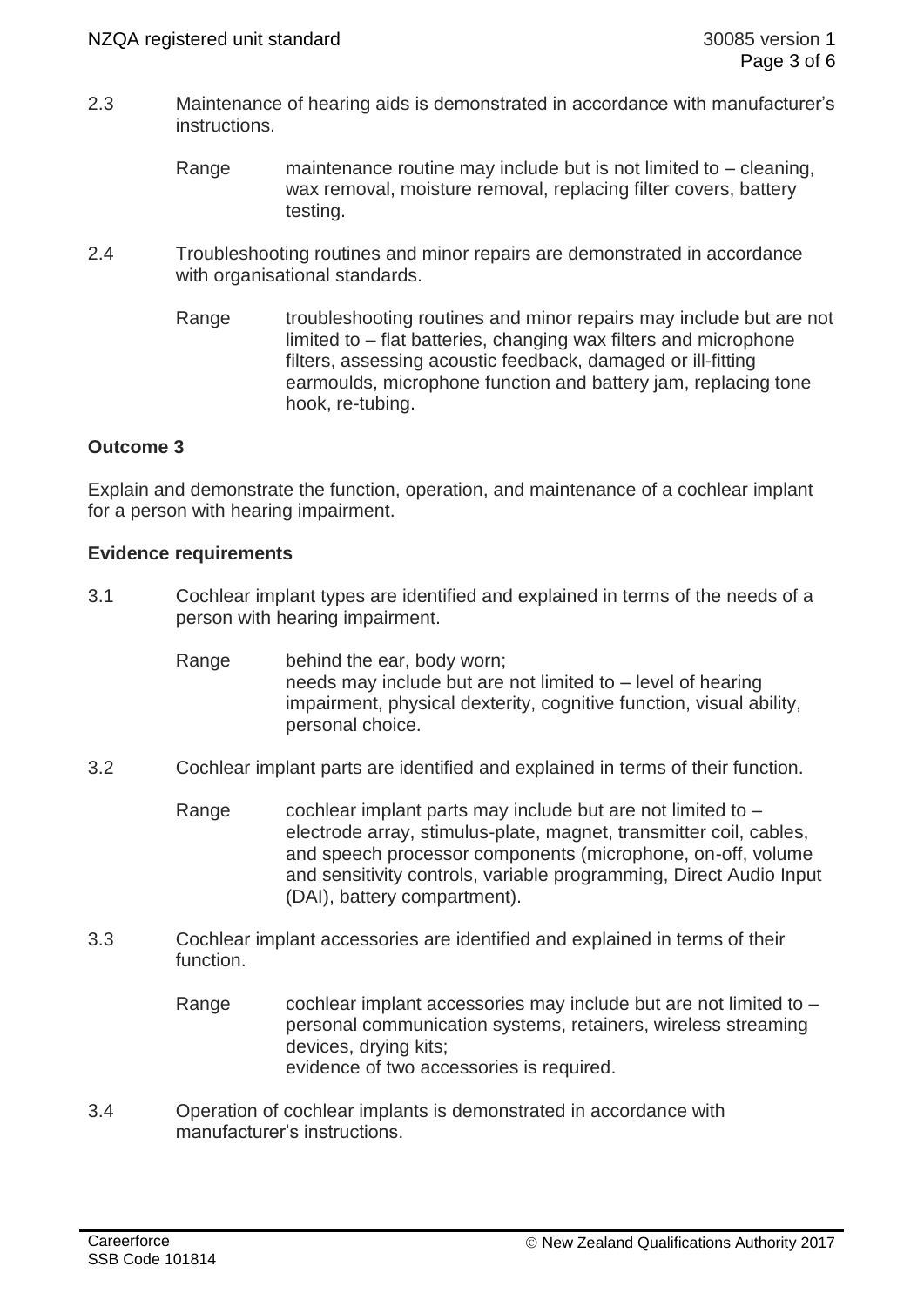2.3 Maintenance of hearing aids is demonstrated in accordance with manufacturer's instructions.

Range maintenance routine may include but is not limited to – cleaning, wax removal, moisture removal, replacing filter covers, battery testing.

2.4 Troubleshooting routines and minor repairs are demonstrated in accordance with organisational standards.

Range troubleshooting routines and minor repairs may include but are not limited to – flat batteries, changing wax filters and microphone filters, assessing acoustic feedback, damaged or ill-fitting earmoulds, microphone function and battery jam, replacing tone hook, re-tubing.

**Outcome 3**

Explain and demonstrate the function, operation, and maintenance of a cochlear implant for a person with hearing impairment.

**Evidence requirements**

3.1 Cochlear implant types are identified and explained in terms of the needs of a person with hearing impairment.

Range behind the ear, body worn;
needs may include but are not limited to – level of hearing impairment, physical dexterity, cognitive function, visual ability, personal choice.

3.2 Cochlear implant parts are identified and explained in terms of their function.

Range cochlear implant parts may include but are not limited to – electrode array, stimulus-plate, magnet, transmitter coil, cables, and speech processor components (microphone, on-off, volume and sensitivity controls, variable programming, Direct Audio Input (DAI), battery compartment).

3.3 Cochlear implant accessories are identified and explained in terms of their function.

Range cochlear implant accessories may include but are not limited to – personal communication systems, retainers, wireless streaming devices, drying kits;
evidence of two accessories is required.

3.4 Operation of cochlear implants is demonstrated in accordance with manufacturer's instructions.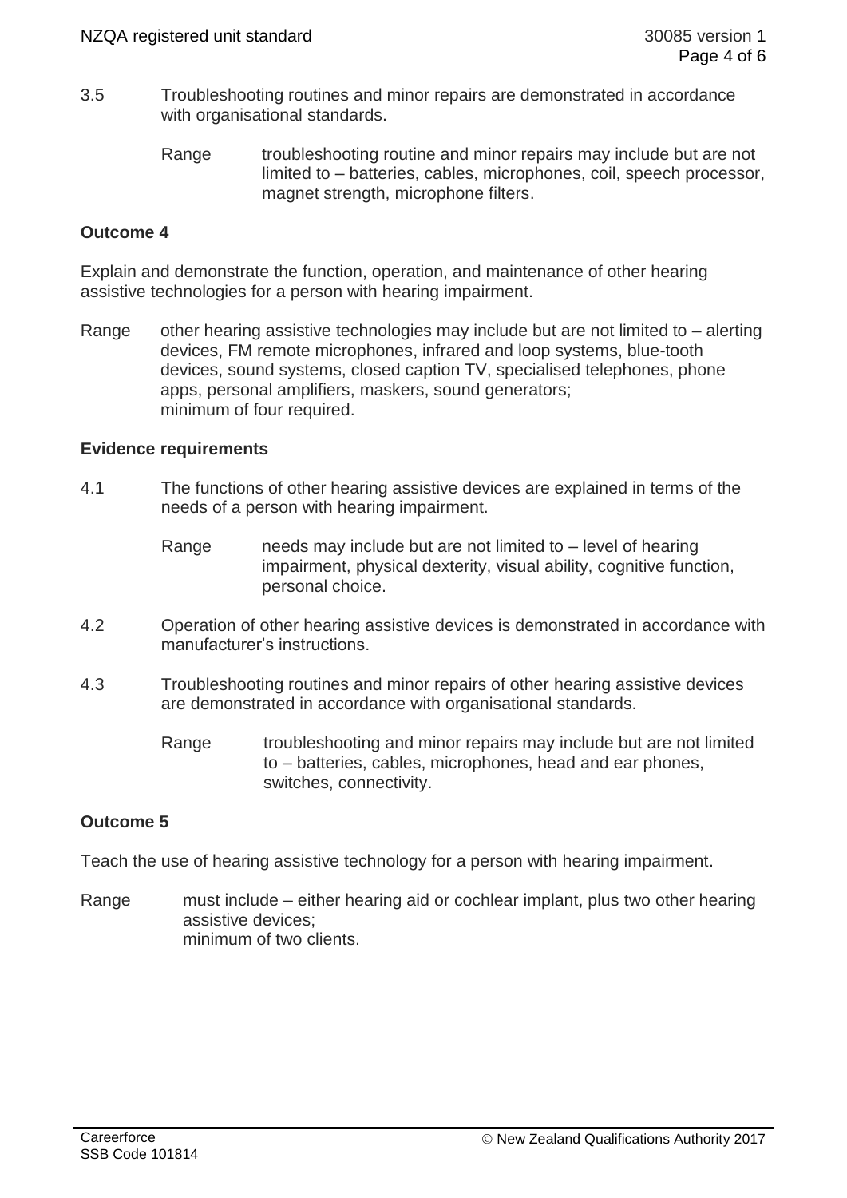3.5 Troubleshooting routines and minor repairs are demonstrated in accordance with organisational standards.

Range troubleshooting routine and minor repairs may include but are not limited to – batteries, cables, microphones, coil, speech processor, magnet strength, microphone filters.

**Outcome 4**

Explain and demonstrate the function, operation, and maintenance of other hearing assistive technologies for a person with hearing impairment.

Range other hearing assistive technologies may include but are not limited to – alerting devices, FM remote microphones, infrared and loop systems, blue-tooth devices, sound systems, closed caption TV, specialised telephones, phone apps, personal amplifiers, maskers, sound generators;
minimum of four required.

**Evidence requirements**

4.1 The functions of other hearing assistive devices are explained in terms of the needs of a person with hearing impairment.

Range needs may include but are not limited to – level of hearing impairment, physical dexterity, visual ability, cognitive function, personal choice.

4.2 Operation of other hearing assistive devices is demonstrated in accordance with manufacturer's instructions.

4.3 Troubleshooting routines and minor repairs of other hearing assistive devices are demonstrated in accordance with organisational standards.

Range troubleshooting and minor repairs may include but are not limited to – batteries, cables, microphones, head and ear phones, switches, connectivity.

**Outcome 5**

Teach the use of hearing assistive technology for a person with hearing impairment.

Range must include – either hearing aid or cochlear implant, plus two other hearing assistive devices;
minimum of two clients.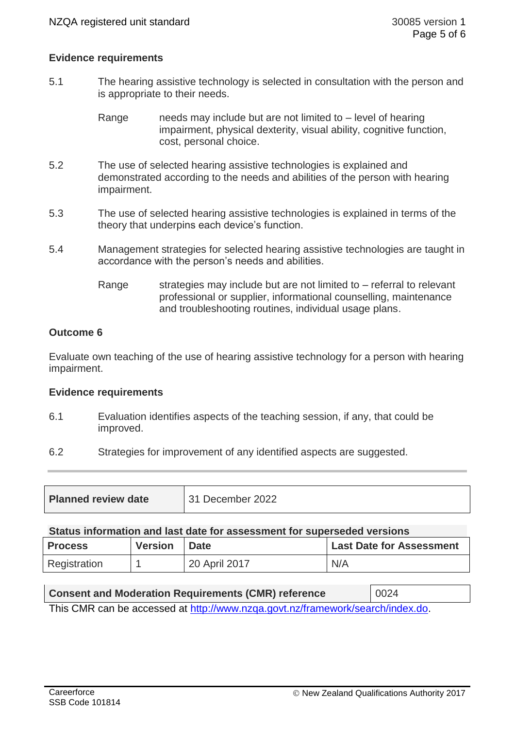**Evidence requirements**

5.1 The hearing assistive technology is selected in consultation with the person and is appropriate to their needs.

Range: needs may include but are not limited to – level of hearing impairment, physical dexterity, visual ability, cognitive function, cost, personal choice.

5.2 The use of selected hearing assistive technologies is explained and demonstrated according to the needs and abilities of the person with hearing impairment.

5.3 The use of selected hearing assistive technologies is explained in terms of the theory that underpins each device's function.

5.4 Management strategies for selected hearing assistive technologies are taught in accordance with the person's needs and abilities.

Range: strategies may include but are not limited to – referral to relevant professional or supplier, informational counselling, maintenance and troubleshooting routines, individual usage plans.

**Outcome 6**

Evaluate own teaching of the use of hearing assistive technology for a person with hearing impairment.

**Evidence requirements**

6.1 Evaluation identifies aspects of the teaching session, if any, that could be improved.

6.2 Strategies for improvement of any identified aspects are suggested.

---

| **Planned review date** | 31 December 2022 |
|---|---|

**Status information and last date for assessment for superseded versions**

| Process | Version | Date | Last Date for Assessment |
|---|---|---|---|
| Registration | 1 | 20 April 2017 | N/A |

| **Consent and Moderation Requirements (CMR) reference** | 0024 |
|---|---|

This CMR can be accessed at http://www.nzqa.govt.nz/framework/search/index.do.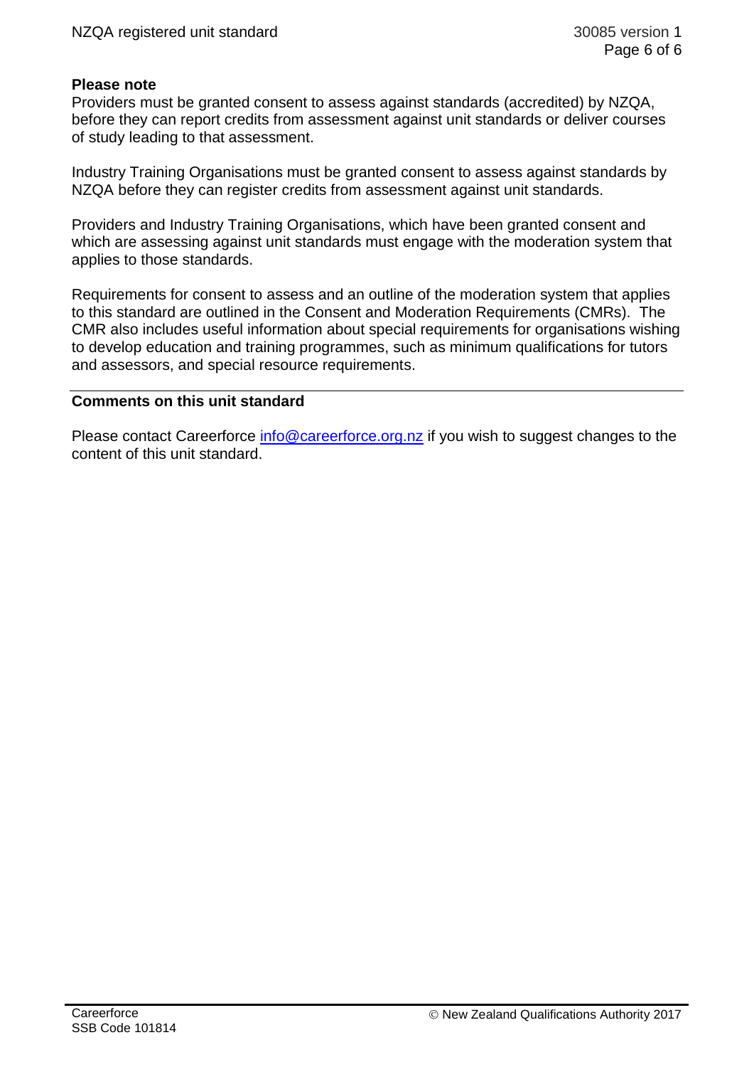**Please note**

Providers must be granted consent to assess against standards (accredited) by NZQA, before they can report credits from assessment against unit standards or deliver courses of study leading to that assessment.

Industry Training Organisations must be granted consent to assess against standards by NZQA before they can register credits from assessment against unit standards.

Providers and Industry Training Organisations, which have been granted consent and which are assessing against unit standards must engage with the moderation system that applies to those standards.

Requirements for consent to assess and an outline of the moderation system that applies to this standard are outlined in the Consent and Moderation Requirements (CMRs). The CMR also includes useful information about special requirements for organisations wishing to develop education and training programmes, such as minimum qualifications for tutors and assessors, and special resource requirements.

---

**Comments on this unit standard**

Please contact Careerforce info@careerforce.org.nz if you wish to suggest changes to the content of this unit standard.